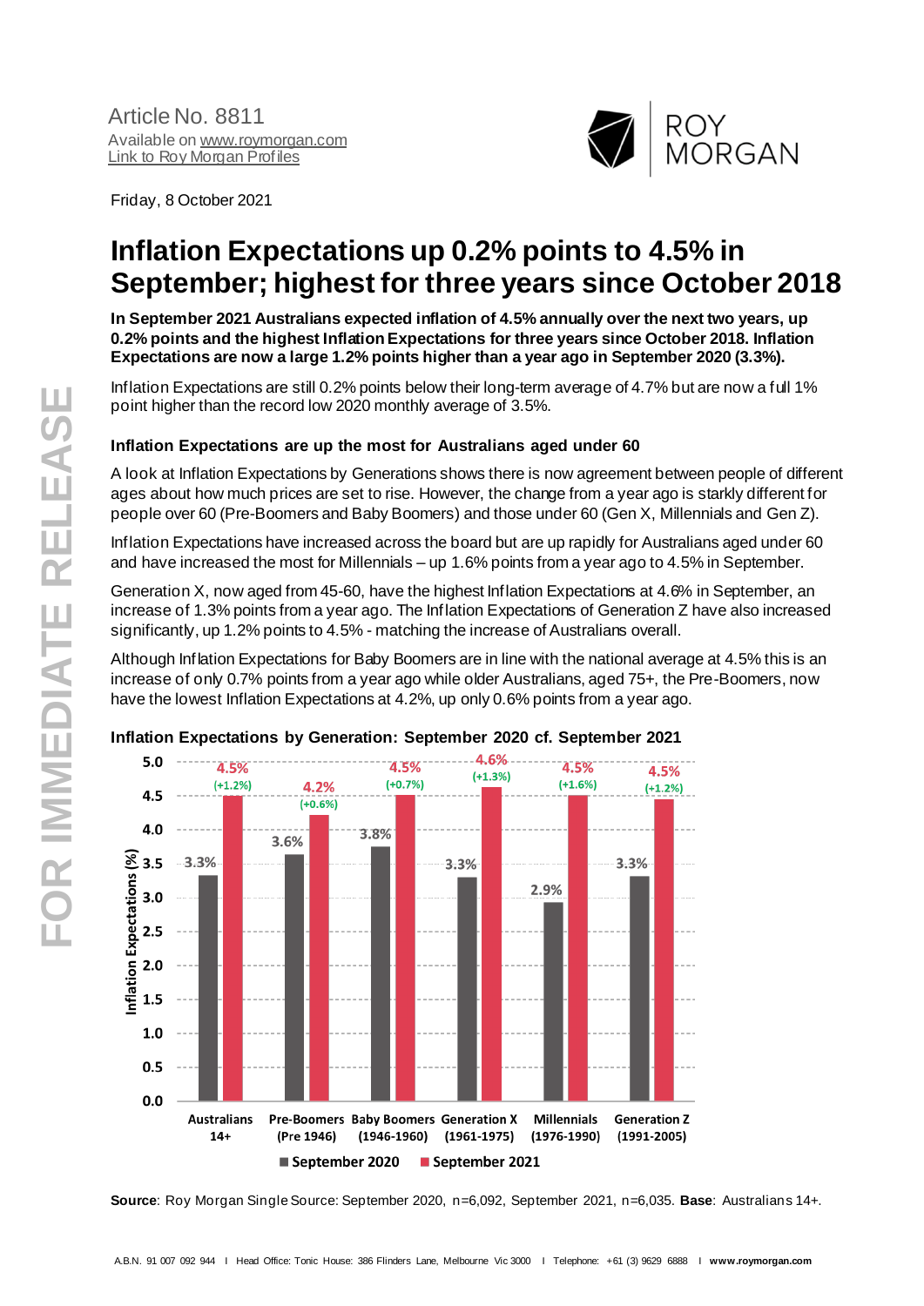Article No. 8811
Available on www.roymorgan.com
Link to Roy Morgan Profiles

Friday, 8 October 2021

# Inflation Expectations up 0.2% points to 4.5% in September; highest for three years since October 2018

**In September 2021 Australians expected inflation of 4.5% annually over the next two years, up 0.2% points and the highest Inflation Expectations for three years since October 2018. Inflation Expectations are now a large 1.2% points higher than a year ago in September 2020 (3.3%).**

Inflation Expectations are still 0.2% points below their long-term average of 4.7% but are now a full 1% point higher than the record low 2020 monthly average of 3.5%.

### Inflation Expectations are up the most for Australians aged under 60

A look at Inflation Expectations by Generations shows there is now agreement between people of different ages about how much prices are set to rise. However, the change from a year ago is starkly different for people over 60 (Pre-Boomers and Baby Boomers) and those under 60 (Gen X, Millennials and Gen Z).

Inflation Expectations have increased across the board but are up rapidly for Australians aged under 60 and have increased the most for Millennials – up 1.6% points from a year ago to 4.5% in September.

Generation X, now aged from 45-60, have the highest Inflation Expectations at 4.6% in September, an increase of 1.3% points from a year ago. The Inflation Expectations of Generation Z have also increased significantly, up 1.2% points to 4.5% - matching the increase of Australians overall.

Although Inflation Expectations for Baby Boomers are in line with the national average at 4.5% this is an increase of only 0.7% points from a year ago while older Australians, aged 75+, the Pre-Boomers, now have the lowest Inflation Expectations at 4.2%, up only 0.6% points from a year ago.

**Inflation Expectations by Generation: September 2020 cf. September 2021**

| Generation | September 2020 | September 2021 | Change |
|---|---|---|---|
| Australians 14+ | 3.3% | 4.5% | (+1.2%) |
| Pre-Boomers (Pre 1946) | 3.6% | 4.2% | (+0.6%) |
| Baby Boomers (1946-1960) | 3.8% | 4.5% | (+0.7%) |
| Generation X (1961-1975) | 3.3% | 4.6% | (+1.3%) |
| Millennials (1976-1990) | 2.9% | 4.5% | (+1.6%) |
| Generation Z (1991-2005) | 3.3% | 4.5% | (+1.2%) |

**Source**: Roy Morgan Single Source: September 2020, n=6,092, September 2021, n=6,035. **Base**: Australians 14+.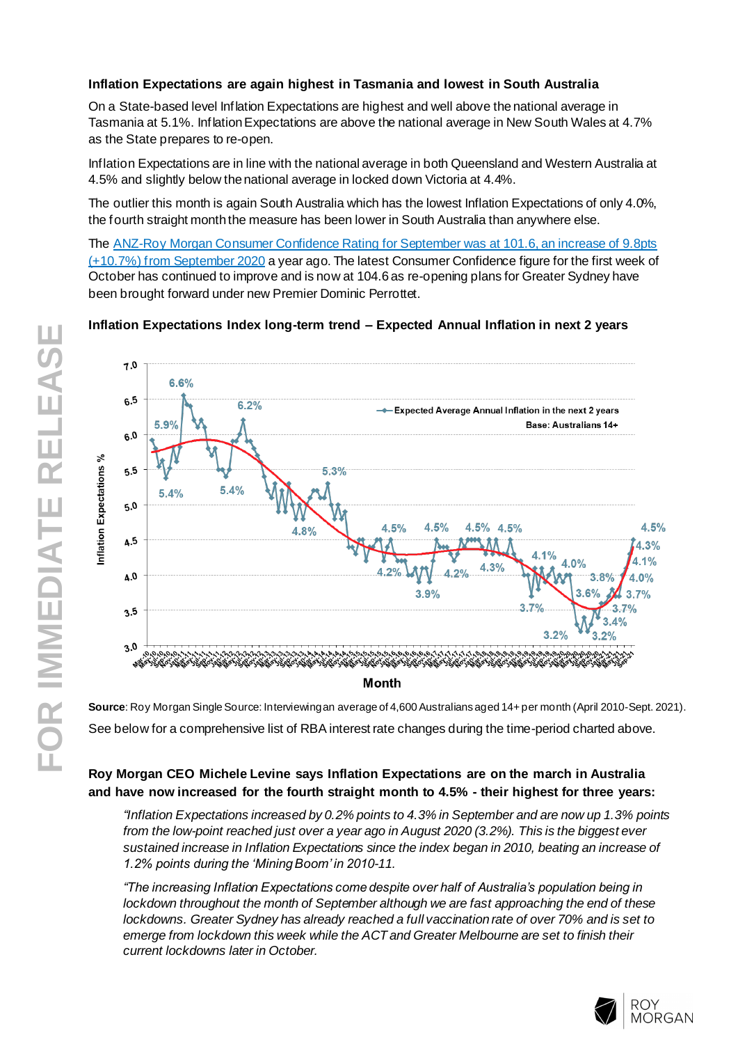**Inflation Expectations are again highest in Tasmania and lowest in South Australia**

On a State-based level Inflation Expectations are highest and well above the national average in Tasmania at 5.1%. Inflation Expectations are above the national average in New South Wales at 4.7% as the State prepares to re-open.

Inflation Expectations are in line with the national average in both Queensland and Western Australia at 4.5% and slightly below the national average in locked down Victoria at 4.4%.

The outlier this month is again South Australia which has the lowest Inflation Expectations of only 4.0%, the fourth straight month the measure has been lower in South Australia than anywhere else.

The ANZ-Roy Morgan Consumer Confidence Rating for September was at 101.6, an increase of 9.8pts (+10.7%) from September 2020 a year ago. The latest Consumer Confidence figure for the first week of October has continued to improve and is now at 104.6 as re-opening plans for Greater Sydney have been brought forward under new Premier Dominic Perrottet.

**Inflation Expectations Index long-term trend – Expected Annual Inflation in next 2 years**

**Source**: Roy Morgan Single Source: Interviewing an average of 4,600 Australians aged 14+ per month (April 2010-Sept. 2021).

See below for a comprehensive list of RBA interest rate changes during the time-period charted above.

**Roy Morgan CEO Michele Levine says Inflation Expectations are on the march in Australia and have now increased for the fourth straight month to 4.5% - their highest for three years:**

> *"Inflation Expectations increased by 0.2% points to 4.3% in September and are now up 1.3% points from the low-point reached just over a year ago in August 2020 (3.2%). This is the biggest ever sustained increase in Inflation Expectations since the index began in 2010, beating an increase of 1.2% points during the 'Mining Boom' in 2010-11.*
>
> *"The increasing Inflation Expectations come despite over half of Australia's population being in lockdown throughout the month of September although we are fast approaching the end of these lockdowns. Greater Sydney has already reached a full vaccination rate of over 70% and is set to emerge from lockdown this week while the ACT and Greater Melbourne are set to finish their current lockdowns later in October.*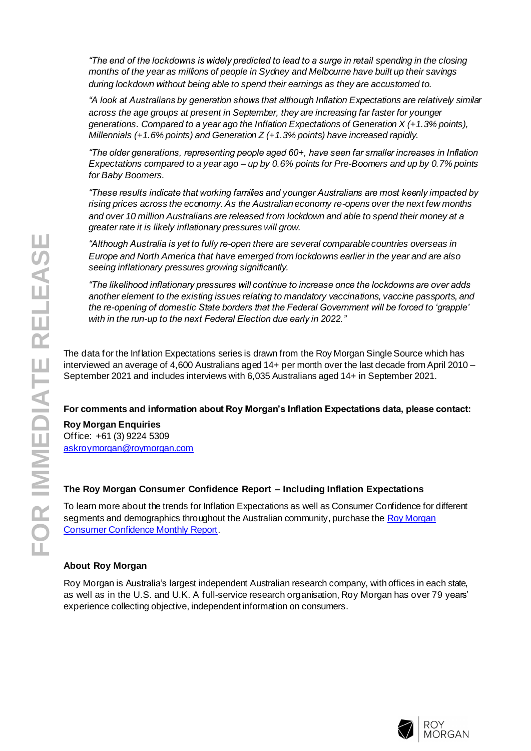*"The end of the lockdowns is widely predicted to lead to a surge in retail spending in the closing months of the year as millions of people in Sydney and Melbourne have built up their savings during lockdown without being able to spend their earnings as they are accustomed to.*

*"A look at Australians by generation shows that although Inflation Expectations are relatively similar across the age groups at present in September, they are increasing far faster for younger generations. Compared to a year ago the Inflation Expectations of Generation X (+1.3% points), Millennials (+1.6% points) and Generation Z (+1.3% points) have increased rapidly.*

*"The older generations, representing people aged 60+, have seen far smaller increases in Inflation Expectations compared to a year ago – up by 0.6% points for Pre-Boomers and up by 0.7% points for Baby Boomers.*

*"These results indicate that working families and younger Australians are most keenly impacted by rising prices across the economy. As the Australian economy re-opens over the next few months and over 10 million Australians are released from lockdown and able to spend their money at a greater rate it is likely inflationary pressures will grow.*

*"Although Australia is yet to fully re-open there are several comparable countries overseas in Europe and North America that have emerged from lockdowns earlier in the year and are also seeing inflationary pressures growing significantly.*

*"The likelihood inflationary pressures will continue to increase once the lockdowns are over adds another element to the existing issues relating to mandatory vaccinations, vaccine passports, and the re-opening of domestic State borders that the Federal Government will be forced to 'grapple' with in the run-up to the next Federal Election due early in 2022."*

The data for the Inflation Expectations series is drawn from the Roy Morgan Single Source which has interviewed an average of 4,600 Australians aged 14+ per month over the last decade from April 2010 – September 2021 and includes interviews with 6,035 Australians aged 14+ in September 2021.

**For comments and information about Roy Morgan's Inflation Expectations data, please contact:**

**Roy Morgan Enquiries**
Office: +61 (3) 9224 5309
askroymorgan@roymorgan.com

### The Roy Morgan Consumer Confidence Report – Including Inflation Expectations

To learn more about the trends for Inflation Expectations as well as Consumer Confidence for different segments and demographics throughout the Australian community, purchase the Roy Morgan Consumer Confidence Monthly Report.

### About Roy Morgan

Roy Morgan is Australia's largest independent Australian research company, with offices in each state, as well as in the U.S. and U.K. A full-service research organisation, Roy Morgan has over 79 years' experience collecting objective, independent information on consumers.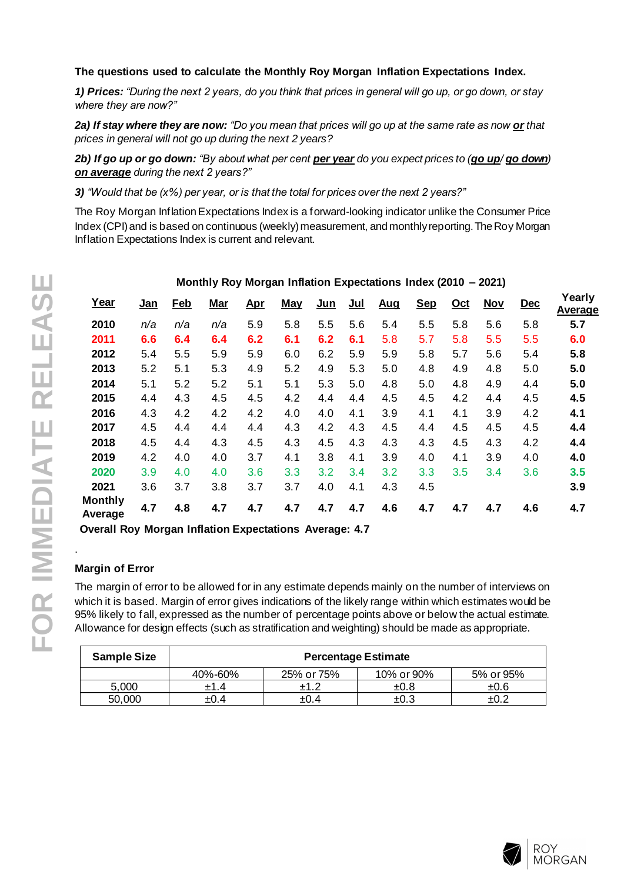**The questions used to calculate the Monthly Roy Morgan Inflation Expectations Index.**

***1) Prices:*** *"During the next 2 years, do you think that prices in general will go up, or go down, or stay where they are now?"*

***2a) If stay where they are now:*** *"Do you mean that prices will go up at the same rate as now **or** that prices in general will not go up during the next 2 years?*

***2b) If go up or go down:*** *"By about what per cent **per year** do you expect prices to (**go up**/ **go down**) **on average** during the next 2 years?"*

***3)*** *"Would that be (x%) per year, or is that the total for prices over the next 2 years?"*

The Roy Morgan Inflation Expectations Index is a forward-looking indicator unlike the Consumer Price Index (CPI) and is based on continuous (weekly) measurement, and monthly reporting. The Roy Morgan Inflation Expectations Index is current and relevant.

**Monthly Roy Morgan Inflation Expectations Index (2010 – 2021)**

| Year | Jan | Feb | Mar | Apr | May | Jun | Jul | Aug | Sep | Oct | Nov | Dec | Yearly Average |
|---|---|---|---|---|---|---|---|---|---|---|---|---|---|
| **2010** | *n/a* | *n/a* | *n/a* | 5.9 | 5.8 | 5.5 | 5.6 | 5.4 | 5.5 | 5.8 | 5.6 | 5.8 | **5.7** |
| **2011** | **6.6** | **6.4** | **6.4** | **6.2** | **6.1** | **6.2** | **6.1** | 5.8 | 5.7 | 5.8 | 5.5 | 5.5 | **6.0** |
| **2012** | 5.4 | 5.5 | 5.9 | 5.9 | 6.0 | 6.2 | 5.9 | 5.9 | 5.8 | 5.7 | 5.6 | 5.4 | **5.8** |
| **2013** | 5.2 | 5.1 | 5.3 | 4.9 | 5.2 | 4.9 | 5.3 | 5.0 | 4.8 | 4.9 | 4.8 | 5.0 | **5.0** |
| **2014** | 5.1 | 5.2 | 5.2 | 5.1 | 5.1 | 5.3 | 5.0 | 4.8 | 5.0 | 4.8 | 4.9 | 4.4 | **5.0** |
| **2015** | 4.4 | 4.3 | 4.5 | 4.5 | 4.2 | 4.4 | 4.4 | 4.5 | 4.5 | 4.2 | 4.4 | 4.5 | **4.5** |
| **2016** | 4.3 | 4.2 | 4.2 | 4.2 | 4.0 | 4.0 | 4.1 | 3.9 | 4.1 | 4.1 | 3.9 | 4.2 | **4.1** |
| **2017** | 4.5 | 4.4 | 4.4 | 4.4 | 4.3 | 4.2 | 4.3 | 4.5 | 4.4 | 4.5 | 4.5 | 4.5 | **4.4** |
| **2018** | 4.5 | 4.4 | 4.3 | 4.5 | 4.3 | 4.5 | 4.3 | 4.3 | 4.3 | 4.5 | 4.3 | 4.2 | **4.4** |
| **2019** | 4.2 | 4.0 | 4.0 | 3.7 | 4.1 | 3.8 | 4.1 | 3.9 | 4.0 | 4.1 | 3.9 | 4.0 | **4.0** |
| **2020** | 3.9 | 4.0 | 4.0 | 3.6 | 3.3 | 3.2 | 3.4 | 3.2 | 3.3 | 3.5 | 3.4 | 3.6 | **3.5** |
| **2021** | 3.6 | 3.7 | 3.8 | 3.7 | 3.7 | 4.0 | 4.1 | 4.3 | 4.5 | | | | **3.9** |
| **Monthly Average** | **4.7** | **4.8** | **4.7** | **4.7** | **4.7** | **4.7** | **4.7** | **4.6** | **4.7** | **4.7** | **4.7** | **4.6** | **4.7** |

**Overall Roy Morgan Inflation Expectations Average: 4.7**

.

**Margin of Error**

The margin of error to be allowed for in any estimate depends mainly on the number of interviews on which it is based. Margin of error gives indications of the likely range within which estimates would be 95% likely to fall, expressed as the number of percentage points above or below the actual estimate. Allowance for design effects (such as stratification and weighting) should be made as appropriate.

| Sample Size | Percentage Estimate | | | |
|---|---|---|---|---|
| | 40%-60% | 25% or 75% | 10% or 90% | 5% or 95% |
| 5,000 | ±1.4 | ±1.2 | ±0.8 | ±0.6 |
| 50,000 | ±0.4 | ±0.4 | ±0.3 | ±0.2 |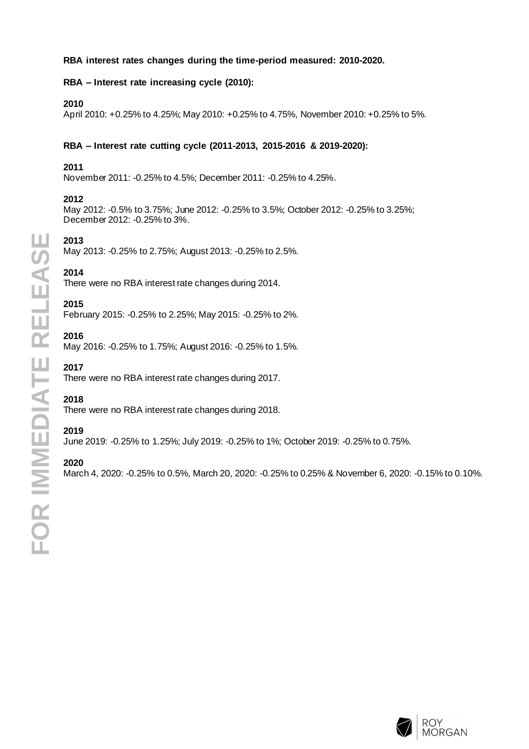**RBA interest rates changes during the time-period measured: 2010-2020.**

**RBA – Interest rate increasing cycle (2010):**

**2010**
April 2010: +0.25% to 4.25%; May 2010: +0.25% to 4.75%, November 2010: +0.25% to 5%.

**RBA – Interest rate cutting cycle (2011-2013, 2015-2016 & 2019-2020):**

**2011**
November 2011: -0.25% to 4.5%; December 2011: -0.25% to 4.25%.

**2012**
May 2012: -0.5% to 3.75%; June 2012: -0.25% to 3.5%; October 2012: -0.25% to 3.25%; December 2012: -0.25% to 3%.

**2013**
May 2013: -0.25% to 2.75%; August 2013: -0.25% to 2.5%.

**2014**
There were no RBA interest rate changes during 2014.

**2015**
February 2015: -0.25% to 2.25%; May 2015: -0.25% to 2%.

**2016**
May 2016: -0.25% to 1.75%; August 2016: -0.25% to 1.5%.

**2017**
There were no RBA interest rate changes during 2017.

**2018**
There were no RBA interest rate changes during 2018.

**2019**
June 2019: -0.25% to 1.25%; July 2019: -0.25% to 1%; October 2019: -0.25% to 0.75%.

**2020**
March 4, 2020: -0.25% to 0.5%, March 20, 2020: -0.25% to 0.25% & November 6, 2020: -0.15% to 0.10%.